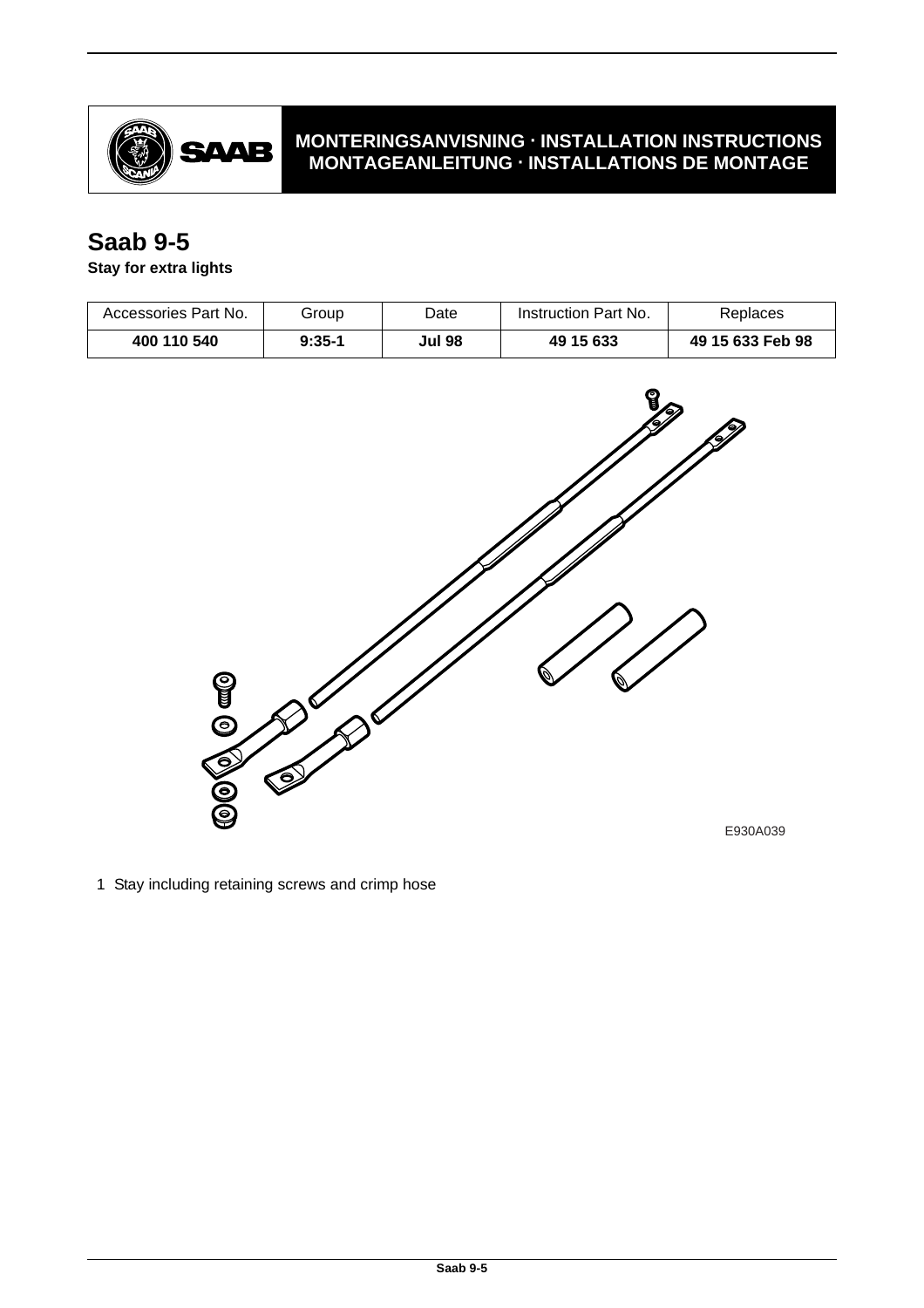**MONTERINGSANVISNING · INSTALLATION INSTRUCTIONS**
**MONTAGEANLEITUNG · INSTALLATIONS DE MONTAGE**

# Saab 9-5

**Stay for extra lights**

| Accessories Part No. | Group | Date | Instruction Part No. | Replaces |
|---|---|---|---|---|
| **400 110 540** | **9:35-1** | **Jul 98** | **49 15 633** | **49 15 633 Feb 98** |

E930A039

1 Stay including retaining screws and crimp hose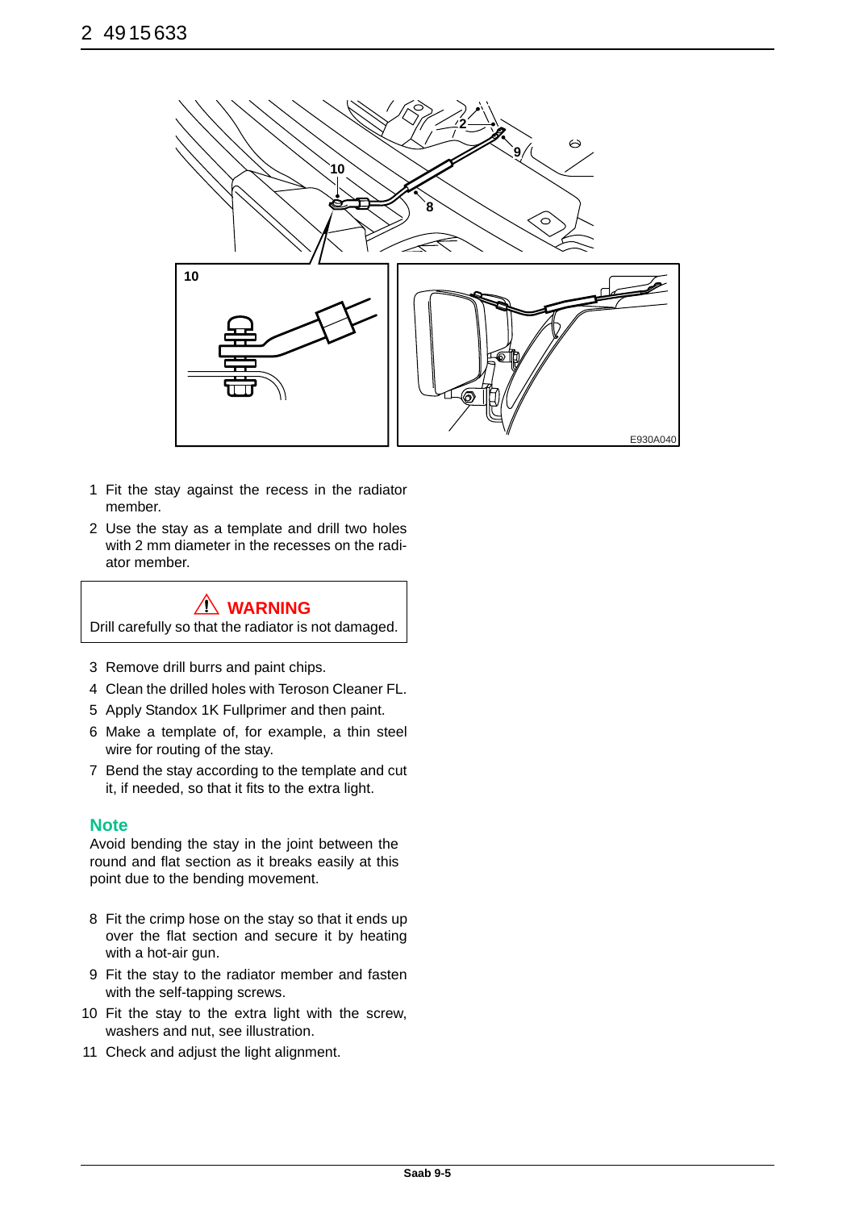1 Fit the stay against the recess in the radiator member.

2 Use the stay as a template and drill two holes with 2 mm diameter in the recesses on the radiator member.

> ⚠ **WARNING**
> Drill carefully so that the radiator is not damaged.

3 Remove drill burrs and paint chips.

4 Clean the drilled holes with Teroson Cleaner FL.

5 Apply Standox 1K Fullprimer and then paint.

6 Make a template of, for example, a thin steel wire for routing of the stay.

7 Bend the stay according to the template and cut it, if needed, so that it fits to the extra light.

**Note**

Avoid bending the stay in the joint between the round and flat section as it breaks easily at this point due to the bending movement.

8 Fit the crimp hose on the stay so that it ends up over the flat section and secure it by heating with a hot-air gun.

9 Fit the stay to the radiator member and fasten with the self-tapping screws.

10 Fit the stay to the extra light with the screw, washers and nut, see illustration.

11 Check and adjust the light alignment.